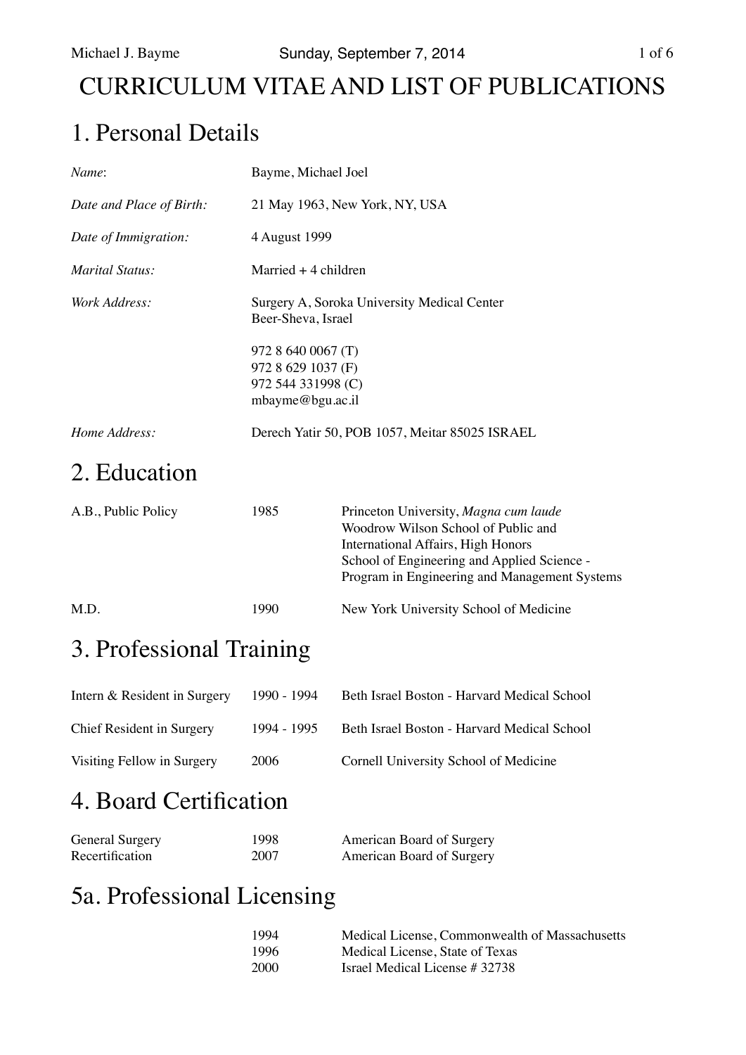# CURRICULUM VITAE AND LIST OF PUBLICATIONS

## 1. Personal Details

| | |
|---|---|
| *Name*: | Bayme, Michael Joel |
| *Date and Place of Birth:* | 21 May 1963, New York, NY, USA |
| *Date of Immigration:* | 4 August 1999 |
| *Marital Status:* | Married + 4 children |
| *Work Address:* | Surgery A, Soroka University Medical Center<br>Beer-Sheva, Israel<br><br>972 8 640 0067 (T)<br>972 8 629 1037 (F)<br>972 544 331998 (C)<br>mbayme@bgu.ac.il |
| *Home Address:* | Derech Yatir 50, POB 1057, Meitar 85025 ISRAEL |

## 2. Education

| | | |
|---|---|---|
| A.B., Public Policy | 1985 | Princeton University, *Magna cum laude*<br>Woodrow Wilson School of Public and International Affairs, High Honors<br>School of Engineering and Applied Science - Program in Engineering and Management Systems |
| M.D. | 1990 | New York University School of Medicine |

## 3. Professional Training

| | | |
|---|---|---|
| Intern & Resident in Surgery | 1990 - 1994 | Beth Israel Boston - Harvard Medical School |
| Chief Resident in Surgery | 1994 - 1995 | Beth Israel Boston - Harvard Medical School |
| Visiting Fellow in Surgery | 2006 | Cornell University School of Medicine |

## 4. Board Certification

| | | |
|---|---|---|
| General Surgery | 1998 | American Board of Surgery |
| Recertification | 2007 | American Board of Surgery |

## 5a. Professional Licensing

| | |
|---|---|
| 1994 | Medical License, Commonwealth of Massachusetts |
| 1996 | Medical License, State of Texas |
| 2000 | Israel Medical License # 32738 |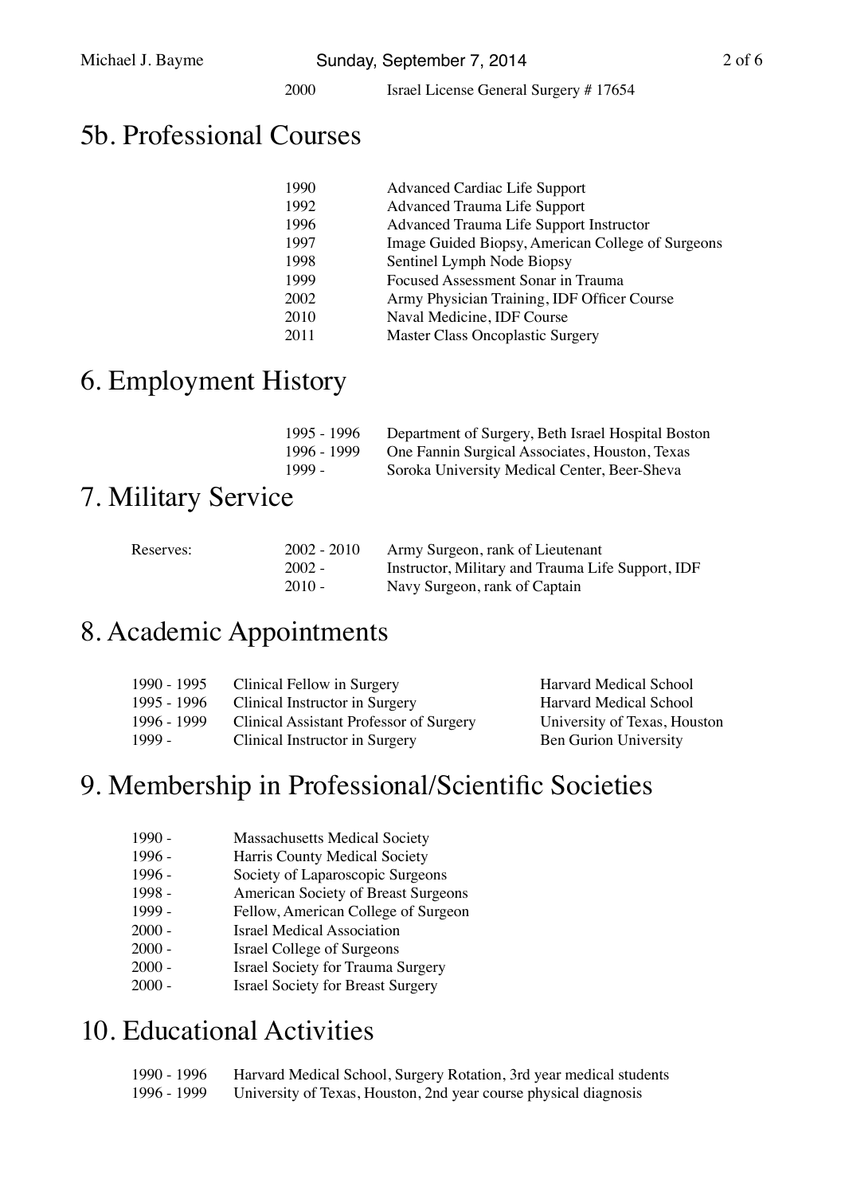| | |
|---|---|
| 2000 | Israel License General Surgery # 17654 |

# 5b. Professional Courses

| | |
|---|---|
| 1990 | Advanced Cardiac Life Support |
| 1992 | Advanced Trauma Life Support |
| 1996 | Advanced Trauma Life Support Instructor |
| 1997 | Image Guided Biopsy, American College of Surgeons |
| 1998 | Sentinel Lymph Node Biopsy |
| 1999 | Focused Assessment Sonar in Trauma |
| 2002 | Army Physician Training, IDF Officer Course |
| 2010 | Naval Medicine, IDF Course |
| 2011 | Master Class Oncoplastic Surgery |

# 6. Employment History

| | |
|---|---|
| 1995 - 1996 | Department of Surgery, Beth Israel Hospital Boston |
| 1996 - 1999 | One Fannin Surgical Associates, Houston, Texas |
| 1999 - | Soroka University Medical Center, Beer-Sheva |

# 7. Military Service

| | | |
|---|---|---|
| Reserves: | 2002 - 2010 | Army Surgeon, rank of Lieutenant |
| | 2002 - | Instructor, Military and Trauma Life Support, IDF |
| | 2010 - | Navy Surgeon, rank of Captain |

# 8. Academic Appointments

| | | |
|---|---|---|
| 1990 - 1995 | Clinical Fellow in Surgery | Harvard Medical School |
| 1995 - 1996 | Clinical Instructor in Surgery | Harvard Medical School |
| 1996 - 1999 | Clinical Assistant Professor of Surgery | University of Texas, Houston |
| 1999 - | Clinical Instructor in Surgery | Ben Gurion University |

# 9. Membership in Professional/Scientific Societies

| | |
|---|---|
| 1990 - | Massachusetts Medical Society |
| 1996 - | Harris County Medical Society |
| 1996 - | Society of Laparoscopic Surgeons |
| 1998 - | American Society of Breast Surgeons |
| 1999 - | Fellow, American College of Surgeon |
| 2000 - | Israel Medical Association |
| 2000 - | Israel College of Surgeons |
| 2000 - | Israel Society for Trauma Surgery |
| 2000 - | Israel Society for Breast Surgery |

# 10. Educational Activities

| | |
|---|---|
| 1990 - 1996 | Harvard Medical School, Surgery Rotation, 3rd year medical students |
| 1996 - 1999 | University of Texas, Houston, 2nd year course physical diagnosis |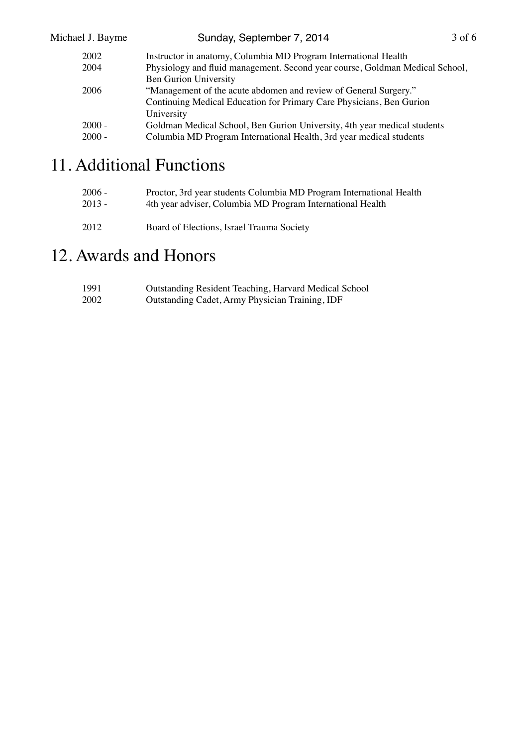| | |
|---|---|
| 2002 | Instructor in anatomy, Columbia MD Program International Health |
| 2004 | Physiology and fluid management. Second year course, Goldman Medical School, Ben Gurion University |
| 2006 | "Management of the acute abdomen and review of General Surgery." Continuing Medical Education for Primary Care Physicians, Ben Gurion University |
| 2000 - | Goldman Medical School, Ben Gurion University, 4th year medical students |
| 2000 - | Columbia MD Program International Health, 3rd year medical students |

# 11. Additional Functions

| | |
|---|---|
| 2006 - | Proctor, 3rd year students Columbia MD Program International Health |
| 2013 - | 4th year adviser, Columbia MD Program International Health |
| 2012 | Board of Elections, Israel Trauma Society |

# 12. Awards and Honors

| | |
|---|---|
| 1991 | Outstanding Resident Teaching, Harvard Medical School |
| 2002 | Outstanding Cadet, Army Physician Training, IDF |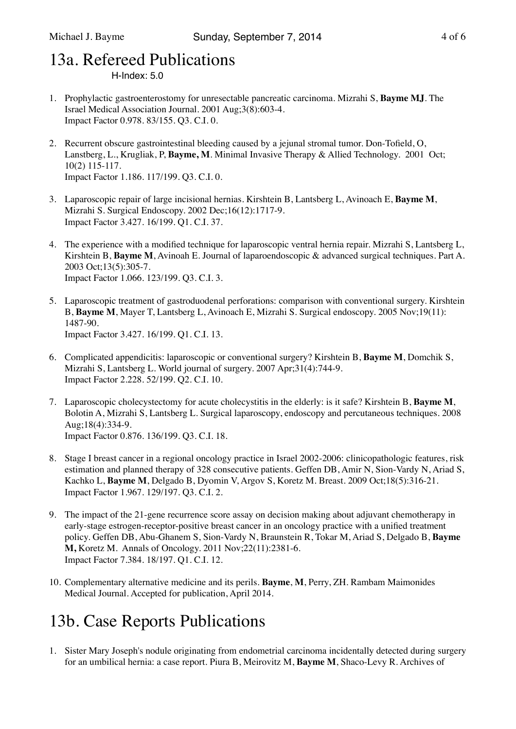# 13a. Refereed Publications

H-Index: 5.0

1. Prophylactic gastroenterostomy for unresectable pancreatic carcinoma. Mizrahi S, **Bayme MJ**. The Israel Medical Association Journal. 2001 Aug;3(8):603-4.
   Impact Factor 0.978. 83/155. Q3. C.I. 0.

2. Recurrent obscure gastrointestinal bleeding caused by a jejunal stromal tumor. Don-Tofield, O, Lanstberg, L., Krugliak, P, **Bayme, M**. Minimal Invasive Therapy & Allied Technology. 2001 Oct; 10(2) 115-117.
   Impact Factor 1.186. 117/199. Q3. C.I. 0.

3. Laparoscopic repair of large incisional hernias. Kirshtein B, Lantsberg L, Avinoach E, **Bayme M**, Mizrahi S. Surgical Endoscopy. 2002 Dec;16(12):1717-9.
   Impact Factor 3.427. 16/199. Q1. C.I. 37.

4. The experience with a modified technique for laparoscopic ventral hernia repair. Mizrahi S, Lantsberg L, Kirshtein B, **Bayme M**, Avinoah E. Journal of laparoendoscopic & advanced surgical techniques. Part A. 2003 Oct;13(5):305-7.
   Impact Factor 1.066. 123/199. Q3. C.I. 3.

5. Laparoscopic treatment of gastroduodenal perforations: comparison with conventional surgery. Kirshtein B, **Bayme M**, Mayer T, Lantsberg L, Avinoach E, Mizrahi S. Surgical endoscopy. 2005 Nov;19(11): 1487-90.
   Impact Factor 3.427. 16/199. Q1. C.I. 13.

6. Complicated appendicitis: laparoscopic or conventional surgery? Kirshtein B, **Bayme M**, Domchik S, Mizrahi S, Lantsberg L. World journal of surgery. 2007 Apr;31(4):744-9.
   Impact Factor 2.228. 52/199. Q2. C.I. 10.

7. Laparoscopic cholecystectomy for acute cholecystitis in the elderly: is it safe? Kirshtein B, **Bayme M**, Bolotin A, Mizrahi S, Lantsberg L. Surgical laparoscopy, endoscopy and percutaneous techniques. 2008 Aug;18(4):334-9.
   Impact Factor 0.876. 136/199. Q3. C.I. 18.

8. Stage I breast cancer in a regional oncology practice in Israel 2002-2006: clinicopathologic features, risk estimation and planned therapy of 328 consecutive patients. Geffen DB, Amir N, Sion-Vardy N, Ariad S, Kachko L, **Bayme M**, Delgado B, Dyomin V, Argov S, Koretz M. Breast. 2009 Oct;18(5):316-21.
   Impact Factor 1.967. 129/197. Q3. C.I. 2.

9. The impact of the 21-gene recurrence score assay on decision making about adjuvant chemotherapy in early-stage estrogen-receptor-positive breast cancer in an oncology practice with a unified treatment policy. Geffen DB, Abu-Ghanem S, Sion-Vardy N, Braunstein R, Tokar M, Ariad S, Delgado B, **Bayme M,** Koretz M. Annals of Oncology. 2011 Nov;22(11):2381-6.
   Impact Factor 7.384. 18/197. Q1. C.I. 12.

10. Complementary alternative medicine and its perils. **Bayme**, **M**, Perry, ZH. Rambam Maimonides Medical Journal. Accepted for publication, April 2014.

# 13b. Case Reports Publications

1. Sister Mary Joseph's nodule originating from endometrial carcinoma incidentally detected during surgery for an umbilical hernia: a case report. Piura B, Meirovitz M, **Bayme M**, Shaco-Levy R. Archives of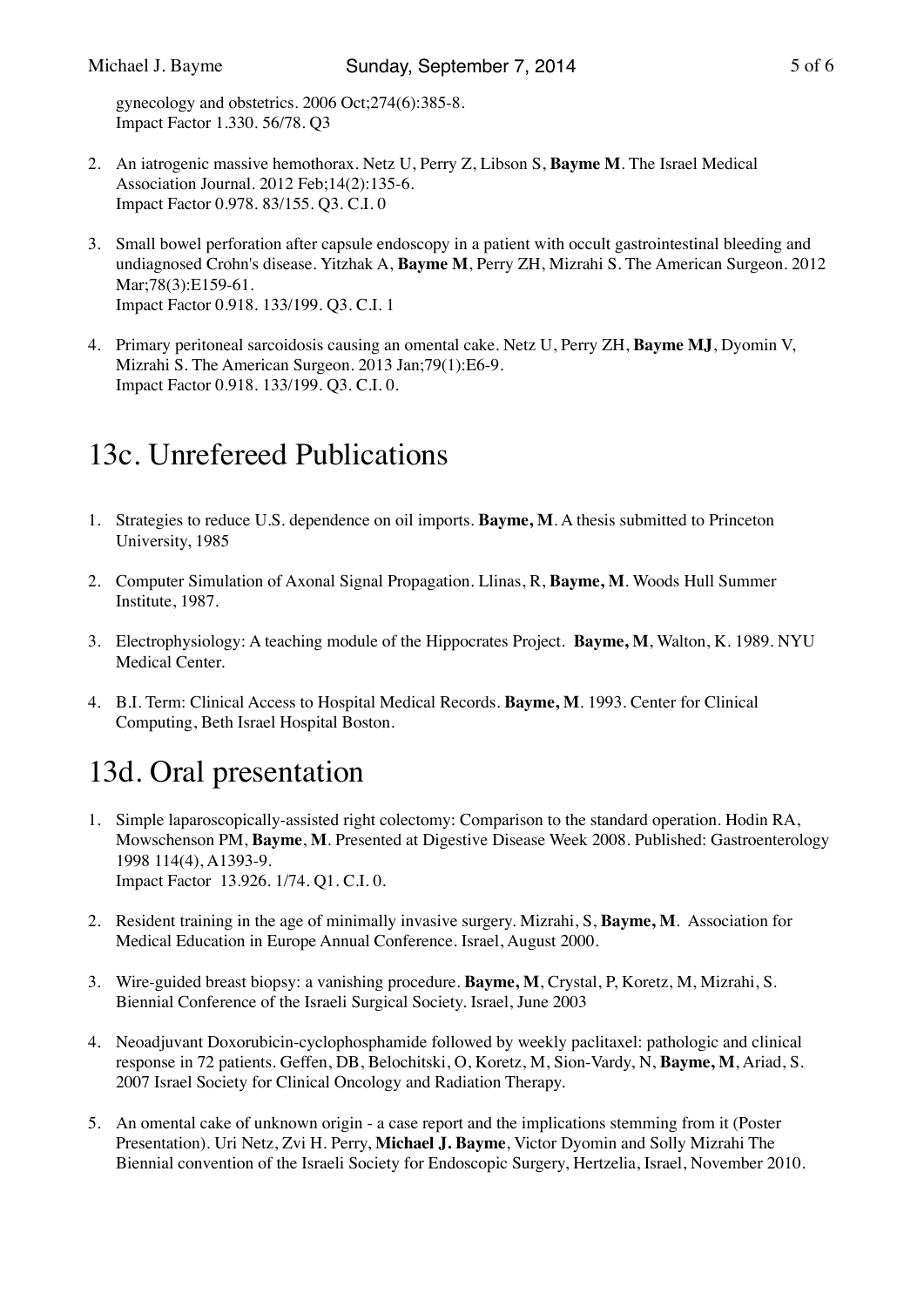gynecology and obstetrics. 2006 Oct;274(6):385-8.
Impact Factor 1.330. 56/78. Q3

2. An iatrogenic massive hemothorax. Netz U, Perry Z, Libson S, **Bayme M**. The Israel Medical Association Journal. 2012 Feb;14(2):135-6.
Impact Factor 0.978. 83/155. Q3. C.I. 0

3. Small bowel perforation after capsule endoscopy in a patient with occult gastrointestinal bleeding and undiagnosed Crohn's disease. Yitzhak A, **Bayme M**, Perry ZH, Mizrahi S. The American Surgeon. 2012 Mar;78(3):E159-61.
Impact Factor 0.918. 133/199. Q3. C.I. 1

4. Primary peritoneal sarcoidosis causing an omental cake. Netz U, Perry ZH, **Bayme MJ**, Dyomin V, Mizrahi S. The American Surgeon. 2013 Jan;79(1):E6-9.
Impact Factor 0.918. 133/199. Q3. C.I. 0.

# 13c. Unrefereed Publications

1. Strategies to reduce U.S. dependence on oil imports. **Bayme, M**. A thesis submitted to Princeton University, 1985

2. Computer Simulation of Axonal Signal Propagation. Llinas, R, **Bayme, M**. Woods Hull Summer Institute, 1987.

3. Electrophysiology: A teaching module of the Hippocrates Project. **Bayme, M**, Walton, K. 1989. NYU Medical Center.

4. B.I. Term: Clinical Access to Hospital Medical Records. **Bayme, M**. 1993. Center for Clinical Computing, Beth Israel Hospital Boston.

# 13d. Oral presentation

1. Simple laparoscopically-assisted right colectomy: Comparison to the standard operation. Hodin RA, Mowschenson PM, **Bayme**, **M**. Presented at Digestive Disease Week 2008. Published: Gastroenterology 1998 114(4), A1393-9.
Impact Factor 13.926. 1/74. Q1. C.I. 0.

2. Resident training in the age of minimally invasive surgery. Mizrahi, S, **Bayme, M**. Association for Medical Education in Europe Annual Conference. Israel, August 2000.

3. Wire-guided breast biopsy: a vanishing procedure. **Bayme, M**, Crystal, P, Koretz, M, Mizrahi, S. Biennial Conference of the Israeli Surgical Society. Israel, June 2003

4. Neoadjuvant Doxorubicin-cyclophosphamide followed by weekly paclitaxel: pathologic and clinical response in 72 patients. Geffen, DB, Belochitski, O, Koretz, M, Sion-Vardy, N, **Bayme, M**, Ariad, S. 2007 Israel Society for Clinical Oncology and Radiation Therapy.

5. An omental cake of unknown origin - a case report and the implications stemming from it (Poster Presentation). Uri Netz, Zvi H. Perry, **Michael J. Bayme**, Victor Dyomin and Solly Mizrahi The Biennial convention of the Israeli Society for Endoscopic Surgery, Hertzelia, Israel, November 2010.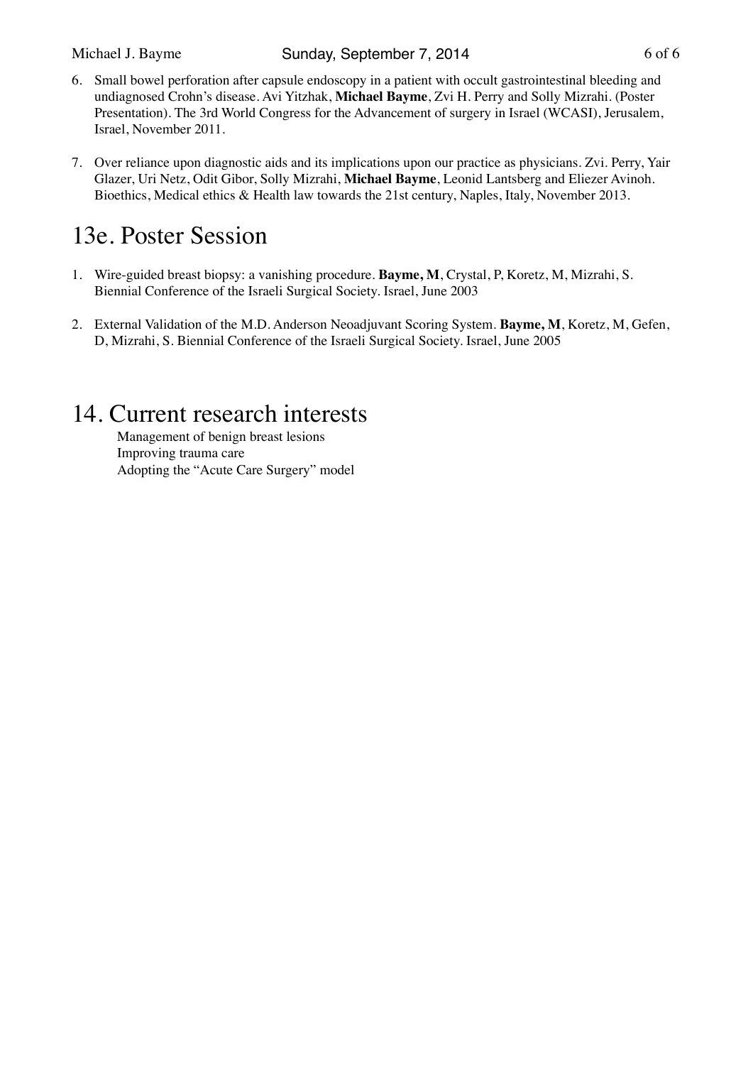6. Small bowel perforation after capsule endoscopy in a patient with occult gastrointestinal bleeding and undiagnosed Crohn's disease. Avi Yitzhak, **Michael Bayme**, Zvi H. Perry and Solly Mizrahi. (Poster Presentation). The 3rd World Congress for the Advancement of surgery in Israel (WCASI), Jerusalem, Israel, November 2011.

7. Over reliance upon diagnostic aids and its implications upon our practice as physicians. Zvi. Perry, Yair Glazer, Uri Netz, Odit Gibor, Solly Mizrahi, **Michael Bayme**, Leonid Lantsberg and Eliezer Avinoh. Bioethics, Medical ethics & Health law towards the 21st century, Naples, Italy, November 2013.

# 13e. Poster Session

1. Wire-guided breast biopsy: a vanishing procedure. **Bayme, M**, Crystal, P, Koretz, M, Mizrahi, S. Biennial Conference of the Israeli Surgical Society. Israel, June 2003

2. External Validation of the M.D. Anderson Neoadjuvant Scoring System. **Bayme, M**, Koretz, M, Gefen, D, Mizrahi, S. Biennial Conference of the Israeli Surgical Society. Israel, June 2005

# 14. Current research interests

Management of benign breast lesions
Improving trauma care
Adopting the "Acute Care Surgery" model